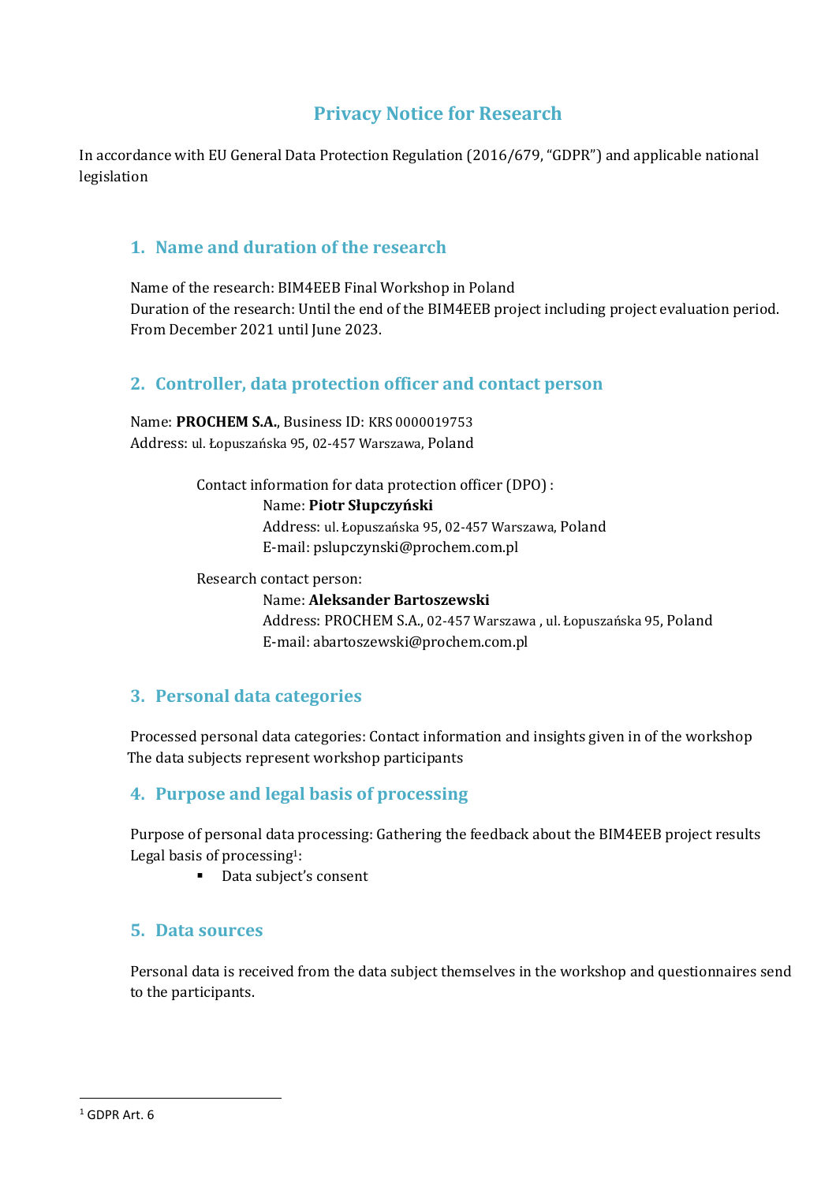# Privacy Notice for Research

In accordance with EU General Data Protection Regulation (2016/679, "GDPR") and applicable national legislation

## 1. Name and duration of the research

Name of the research: BIM4EEB Final Workshop in Poland
Duration of the research: Until the end of the BIM4EEB project including project evaluation period. From December 2021 until June 2023.

## 2. Controller, data protection officer and contact person

Name: **PROCHEM S.A.**, Business ID: KRS 0000019753
Address: ul. Łopuszańska 95, 02-457 Warszawa, Poland

Contact information for data protection officer (DPO) :
Name: **Piotr Słupczyński**
Address: ul. Łopuszańska 95, 02-457 Warszawa, Poland
E-mail: pslupczynski@prochem.com.pl

Research contact person:
Name: **Aleksander Bartoszewski**
Address: PROCHEM S.A., 02-457 Warszawa , ul. Łopuszańska 95, Poland
E-mail: abartoszewski@prochem.com.pl

## 3. Personal data categories

Processed personal data categories: Contact information and insights given in of the workshop
The data subjects represent workshop participants

## 4. Purpose and legal basis of processing

Purpose of personal data processing: Gathering the feedback about the BIM4EEB project results
Legal basis of processing[1]:

- Data subject's consent

## 5. Data sources

Personal data is received from the data subject themselves in the workshop and questionnaires send to the participants.

[1] GDPR Art. 6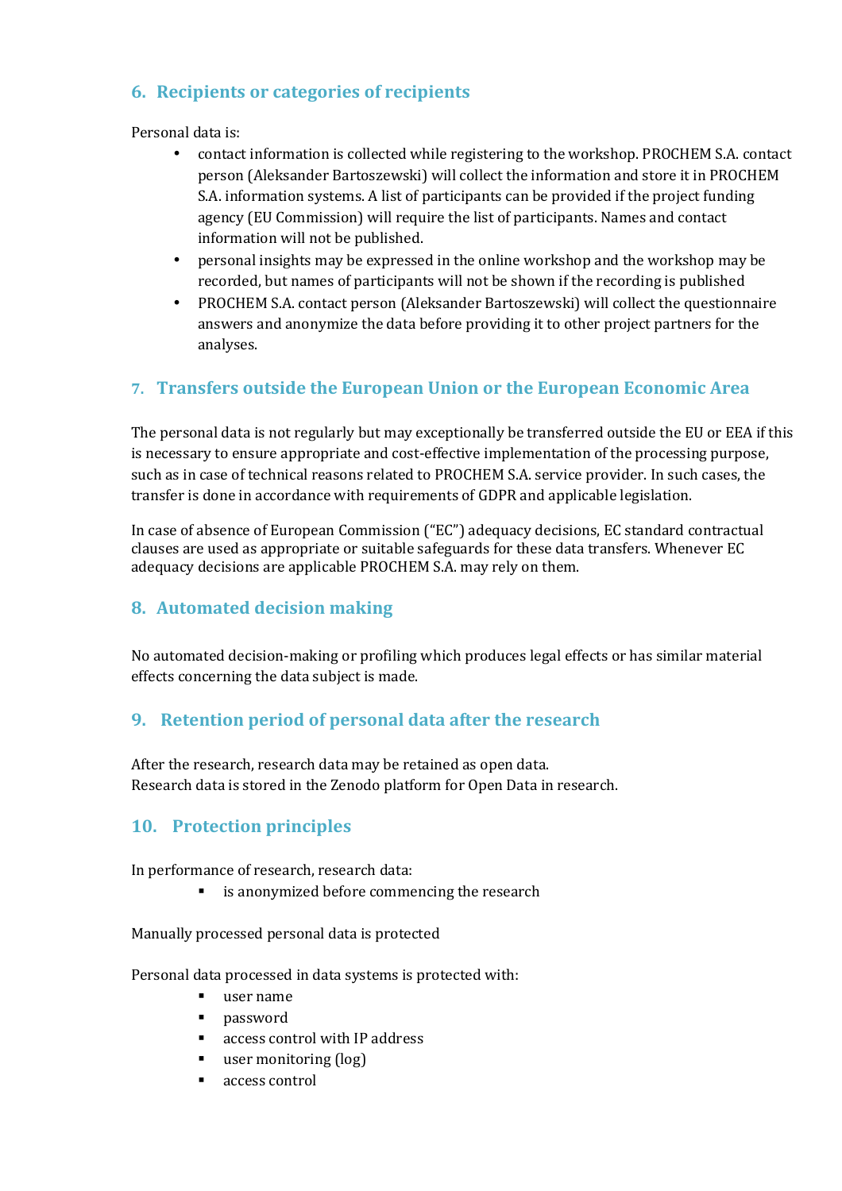## 6. Recipients or categories of recipients

Personal data is:

- contact information is collected while registering to the workshop. PROCHEM S.A. contact person (Aleksander Bartoszewski) will collect the information and store it in PROCHEM S.A. information systems. A list of participants can be provided if the project funding agency (EU Commission) will require the list of participants. Names and contact information will not be published.
- personal insights may be expressed in the online workshop and the workshop may be recorded, but names of participants will not be shown if the recording is published
- PROCHEM S.A. contact person (Aleksander Bartoszewski) will collect the questionnaire answers and anonymize the data before providing it to other project partners for the analyses.

## 7. Transfers outside the European Union or the European Economic Area

The personal data is not regularly but may exceptionally be transferred outside the EU or EEA if this is necessary to ensure appropriate and cost-effective implementation of the processing purpose, such as in case of technical reasons related to PROCHEM S.A. service provider. In such cases, the transfer is done in accordance with requirements of GDPR and applicable legislation.

In case of absence of European Commission ("EC") adequacy decisions, EC standard contractual clauses are used as appropriate or suitable safeguards for these data transfers. Whenever EC adequacy decisions are applicable PROCHEM S.A. may rely on them.

## 8. Automated decision making

No automated decision-making or profiling which produces legal effects or has similar material effects concerning the data subject is made.

## 9. Retention period of personal data after the research

After the research, research data may be retained as open data.
Research data is stored in the Zenodo platform for Open Data in research.

## 10. Protection principles

In performance of research, research data:

- is anonymized before commencing the research

Manually processed personal data is protected

Personal data processed in data systems is protected with:

- user name
- password
- access control with IP address
- user monitoring (log)
- access control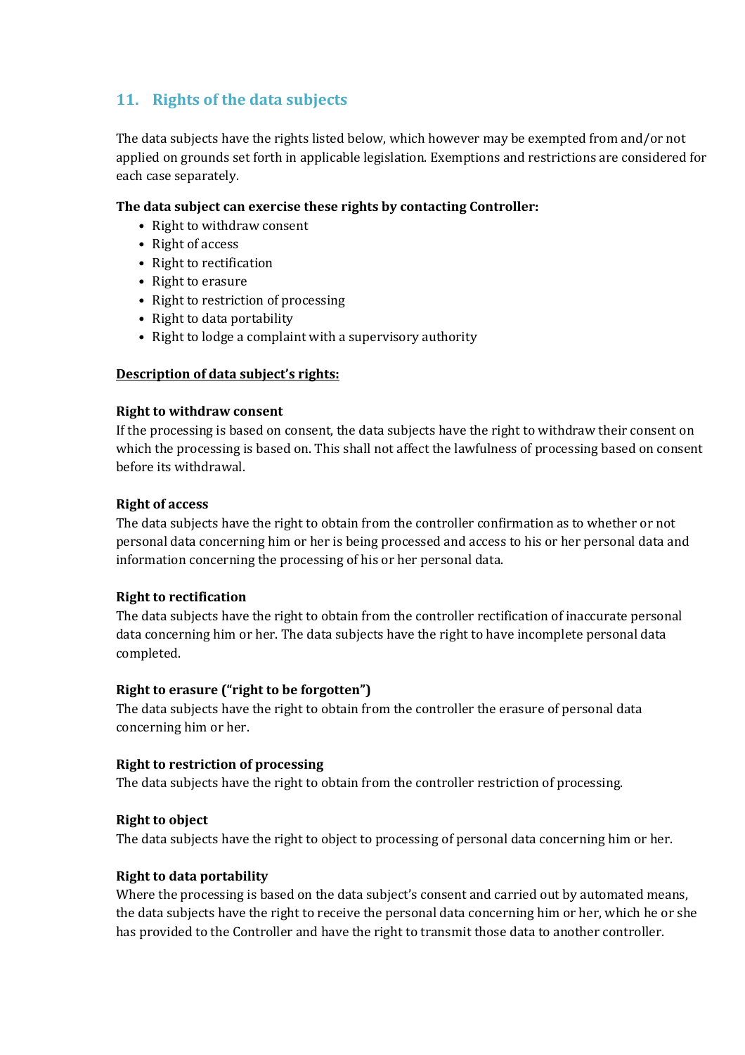## 11. Rights of the data subjects

The data subjects have the rights listed below, which however may be exempted from and/or not applied on grounds set forth in applicable legislation. Exemptions and restrictions are considered for each case separately.

**The data subject can exercise these rights by contacting Controller:**

- Right to withdraw consent
- Right of access
- Right to rectification
- Right to erasure
- Right to restriction of processing
- Right to data portability
- Right to lodge a complaint with a supervisory authority

**<u>Description of data subject's rights:</u>**

**Right to withdraw consent**
If the processing is based on consent, the data subjects have the right to withdraw their consent on which the processing is based on. This shall not affect the lawfulness of processing based on consent before its withdrawal.

**Right of access**
The data subjects have the right to obtain from the controller confirmation as to whether or not personal data concerning him or her is being processed and access to his or her personal data and information concerning the processing of his or her personal data.

**Right to rectification**
The data subjects have the right to obtain from the controller rectification of inaccurate personal data concerning him or her. The data subjects have the right to have incomplete personal data completed.

**Right to erasure ("right to be forgotten")**
The data subjects have the right to obtain from the controller the erasure of personal data concerning him or her.

**Right to restriction of processing**
The data subjects have the right to obtain from the controller restriction of processing.

**Right to object**
The data subjects have the right to object to processing of personal data concerning him or her.

**Right to data portability**
Where the processing is based on the data subject's consent and carried out by automated means, the data subjects have the right to receive the personal data concerning him or her, which he or she has provided to the Controller and have the right to transmit those data to another controller.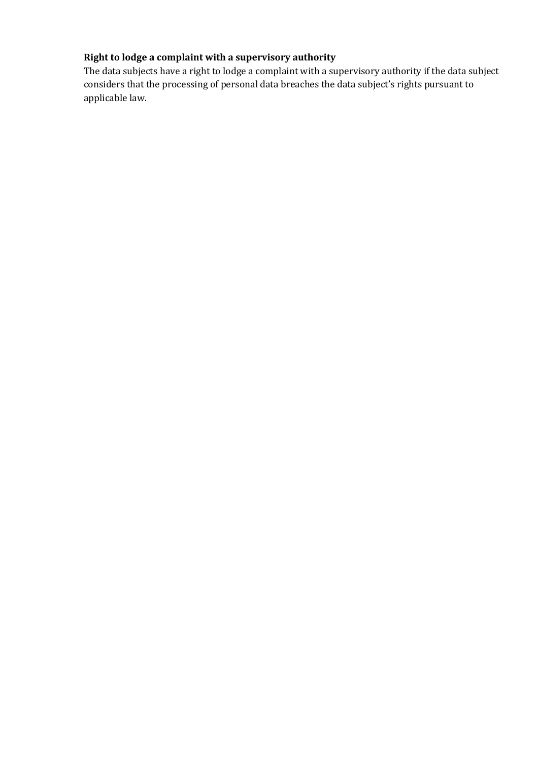**Right to lodge a complaint with a supervisory authority**

The data subjects have a right to lodge a complaint with a supervisory authority if the data subject considers that the processing of personal data breaches the data subject's rights pursuant to applicable law.